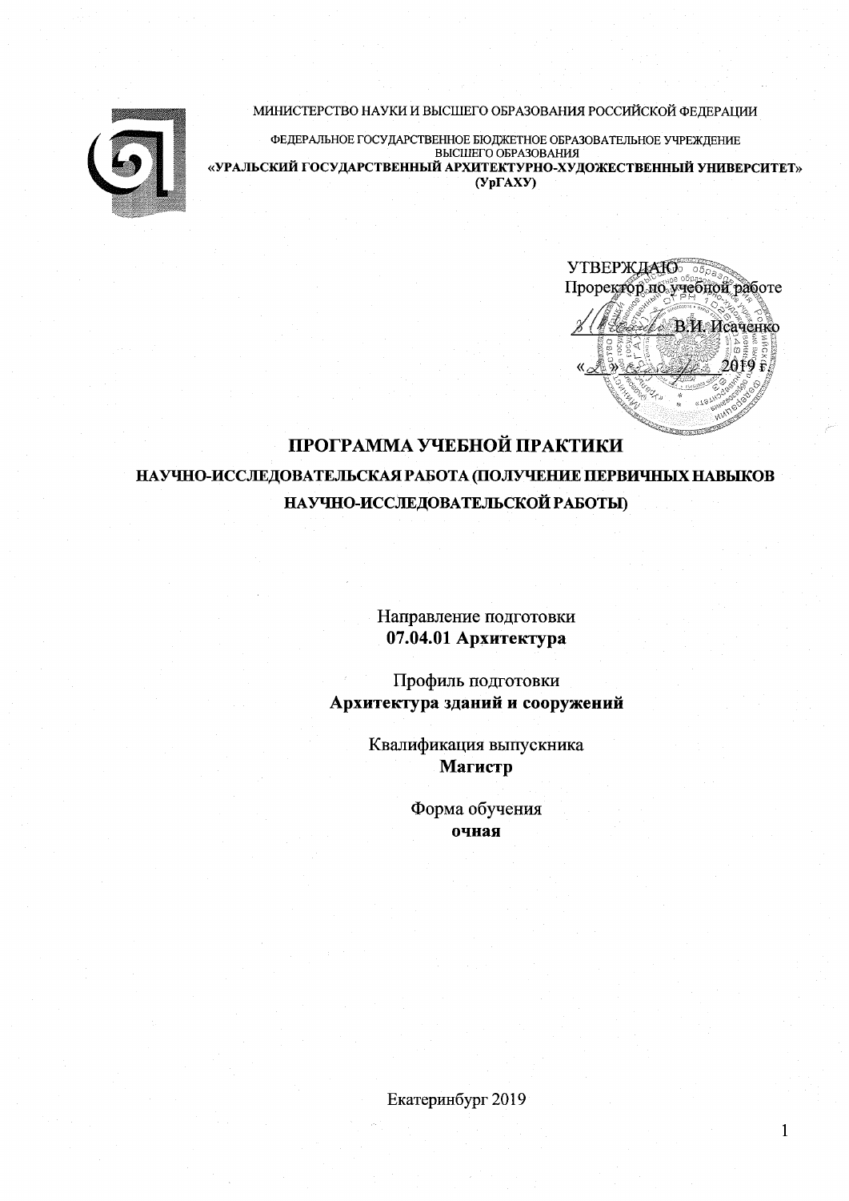МИНИСТЕРСТВО НАУКИ И ВЫСШЕГО ОБРАЗОВАНИЯ РОССИЙСКОЙ ФЕДЕРАЦИИ

ФЕДЕРАЛЬНОЕ ГОСУДАРСТВЕННОЕ БЮДЖЕТНОЕ ОБРАЗОВАТЕЛЬНОЕ УЧРЕЖДЕНИЕ ВЫСШЕГО ОБРАЗОВАНИЯ
**«УРАЛЬСКИЙ ГОСУДАРСТВЕННЫЙ АРХИТЕКТУРНО-ХУДОЖЕСТВЕННЫЙ УНИВЕРСИТЕТ»**
**(УрГАХУ)**

УТВЕРЖДАЮ
Проректор по учебной работе
_____________ В.И. Исаченко
«___» __________ 2019 г.

# ПРОГРАММА УЧЕБНОЙ ПРАКТИКИ

## НАУЧНО-ИССЛЕДОВАТЕЛЬСКАЯ РАБОТА (ПОЛУЧЕНИЕ ПЕРВИЧНЫХ НАВЫКОВ НАУЧНО-ИССЛЕДОВАТЕЛЬСКОЙ РАБОТЫ)

Направление подготовки
**07.04.01 Архитектура**

Профиль подготовки
**Архитектура зданий и сооружений**

Квалификация выпускника
**Магистр**

Форма обучения
**очная**

Екатеринбург 2019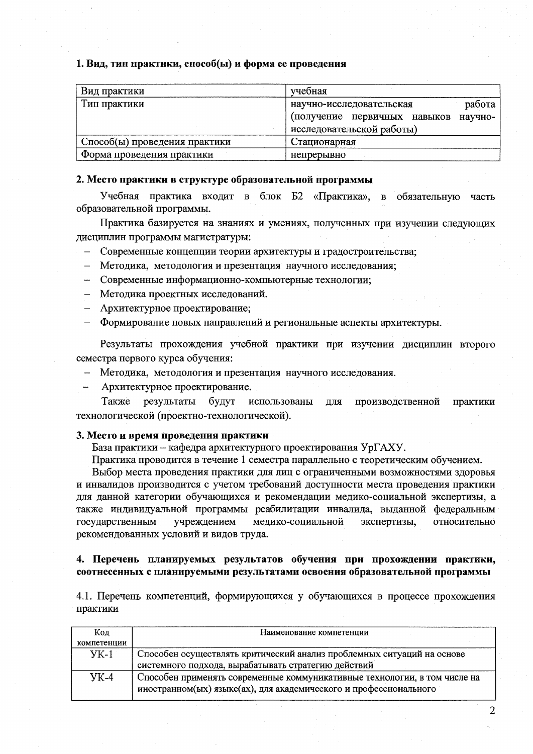## 1. Вид, тип практики, способ(ы) и форма ее проведения

| Вид практики | учебная |
|---|---|
| Тип практики | научно-исследовательская работа (получение первичных навыков научно-исследовательской работы) |
| Способ(ы) проведения практики | Стационарная |
| Форма проведения практики | непрерывно |

## 2. Место практики в структуре образовательной программы

Учебная практика входит в блок Б2 «Практика», в обязательную часть образовательной программы.

Практика базируется на знаниях и умениях, полученных при изучении следующих дисциплин программы магистратуры:

- Современные концепции теории архитектуры и градостроительства;
- Методика, методология и презентация научного исследования;
- Современные информационно-компьютерные технологии;
- Методика проектных исследований.
- Архитектурное проектирование;
- Формирование новых направлений и региональные аспекты архитектуры.

Результаты прохождения учебной практики при изучении дисциплин второго семестра первого курса обучения:

- Методика, методология и презентация научного исследования.
- Архитектурное проектирование.

Также результаты будут использованы для производственной практики технологической (проектно-технологической).

## 3. Место и время проведения практики

База практики – кафедра архитектурного проектирования УрГАХУ.

Практика проводится в течение 1 семестра параллельно с теоретическим обучением.

Выбор места проведения практики для лиц с ограниченными возможностями здоровья и инвалидов производится с учетом требований доступности места проведения практики для данной категории обучающихся и рекомендации медико-социальной экспертизы, а также индивидуальной программы реабилитации инвалида, выданной федеральным государственным учреждением медико-социальной экспертизы, относительно рекомендованных условий и видов труда.

## 4. Перечень планируемых результатов обучения при прохождении практики, соотнесенных с планируемыми результатами освоения образовательной программы

4.1. Перечень компетенций, формирующихся у обучающихся в процессе прохождения практики

| Код компетенции | Наименование компетенции |
|---|---|
| УК-1 | Способен осуществлять критический анализ проблемных ситуаций на основе системного подхода, вырабатывать стратегию действий |
| УК-4 | Способен применять современные коммуникативные технологии, в том числе на иностранном(ых) языке(ах), для академического и профессионального |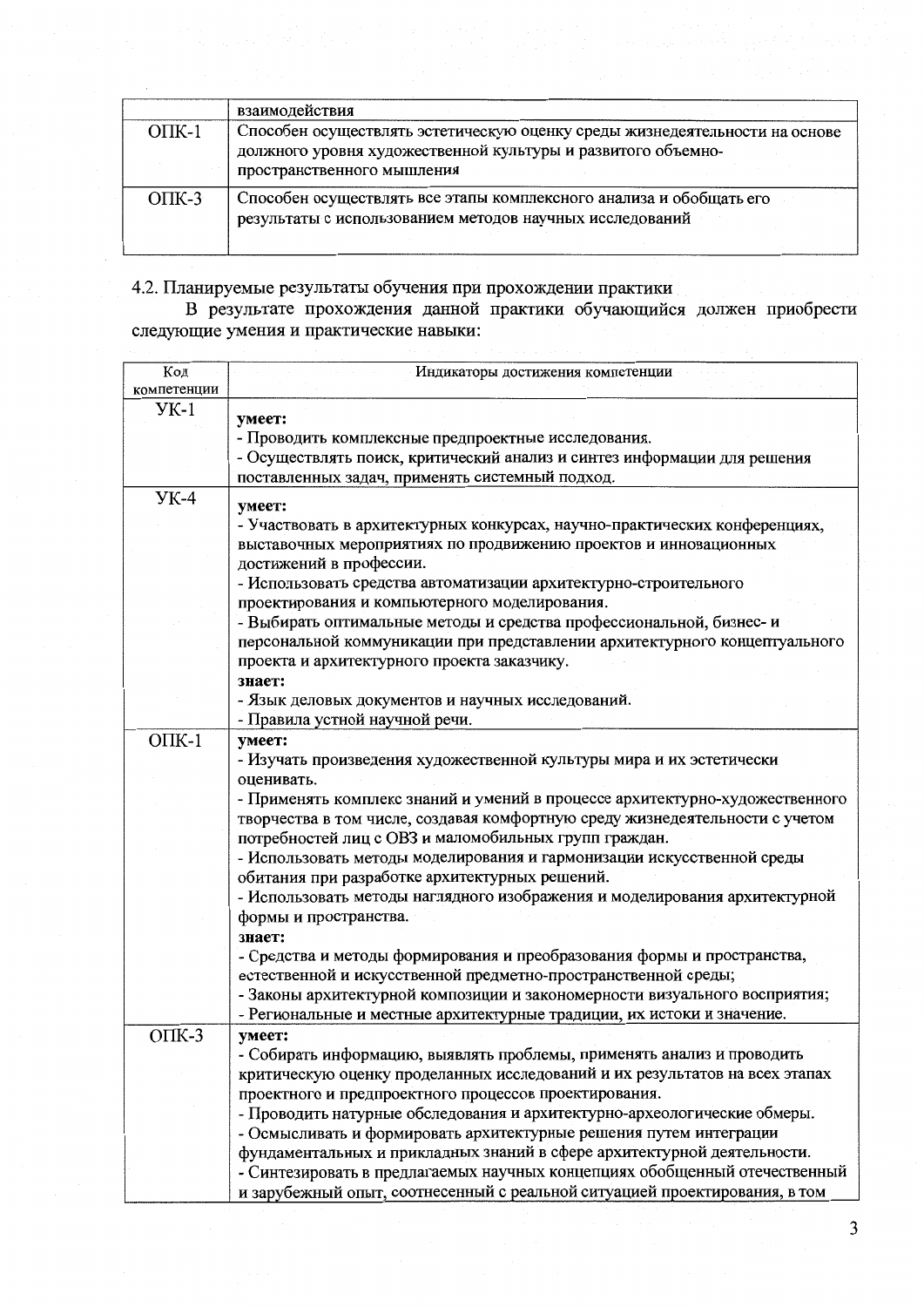|  | взаимодействия |
| --- | --- |
| ОПК-1 | Способен осуществлять эстетическую оценку среды жизнедеятельности на основе должного уровня художественной культуры и развитого объемно-пространственного мышления |
| ОПК-3 | Способен осуществлять все этапы комплексного анализа и обобщать его результаты с использованием методов научных исследований |

4.2. Планируемые результаты обучения при прохождении практики

В результате прохождения данной практики обучающийся должен приобрести следующие умения и практические навыки:

| Код компетенции | Индикаторы достижения компетенции |
| --- | --- |
| УК-1 | **умеет:**<br>- Проводить комплексные предпроектные исследования.<br>- Осуществлять поиск, критический анализ и синтез информации для решения поставленных задач, применять системный подход. |
| УК-4 | **умеет:**<br>- Участвовать в архитектурных конкурсах, научно-практических конференциях, выставочных мероприятиях по продвижению проектов и инновационных достижений в профессии.<br>- Использовать средства автоматизации архитектурно-строительного проектирования и компьютерного моделирования.<br>- Выбирать оптимальные методы и средства профессиональной, бизнес- и персональной коммуникации при представлении архитектурного концептуального проекта и архитектурного проекта заказчику.<br>**знает:**<br>- Язык деловых документов и научных исследований.<br>- Правила устной научной речи. |
| ОПК-1 | **умеет:**<br>- Изучать произведения художественной культуры мира и их эстетически оценивать.<br>- Применять комплекс знаний и умений в процессе архитектурно-художественного творчества в том числе, создавая комфортную среду жизнедеятельности с учетом потребностей лиц с ОВЗ и маломобильных групп граждан.<br>- Использовать методы моделирования и гармонизации искусственной среды обитания при разработке архитектурных решений.<br>- Использовать методы наглядного изображения и моделирования архитектурной формы и пространства.<br>**знает:**<br>- Средства и методы формирования и преобразования формы и пространства, естественной и искусственной предметно-пространственной среды;<br>- Законы архитектурной композиции и закономерности визуального восприятия;<br>- Региональные и местные архитектурные традиции, их истоки и значение. |
| ОПК-3 | **умеет:**<br>- Собирать информацию, выявлять проблемы, применять анализ и проводить критическую оценку проделанных исследований и их результатов на всех этапах проектного и предпроектного процессов проектирования.<br>- Проводить натурные обследования и архитектурно-археологические обмеры.<br>- Осмысливать и формировать архитектурные решения путем интеграции фундаментальных и прикладных знаний в сфере архитектурной деятельности.<br>- Синтезировать в предлагаемых научных концепциях обобщенный отечественный и зарубежный опыт, соотнесенный с реальной ситуацией проектирования, в том |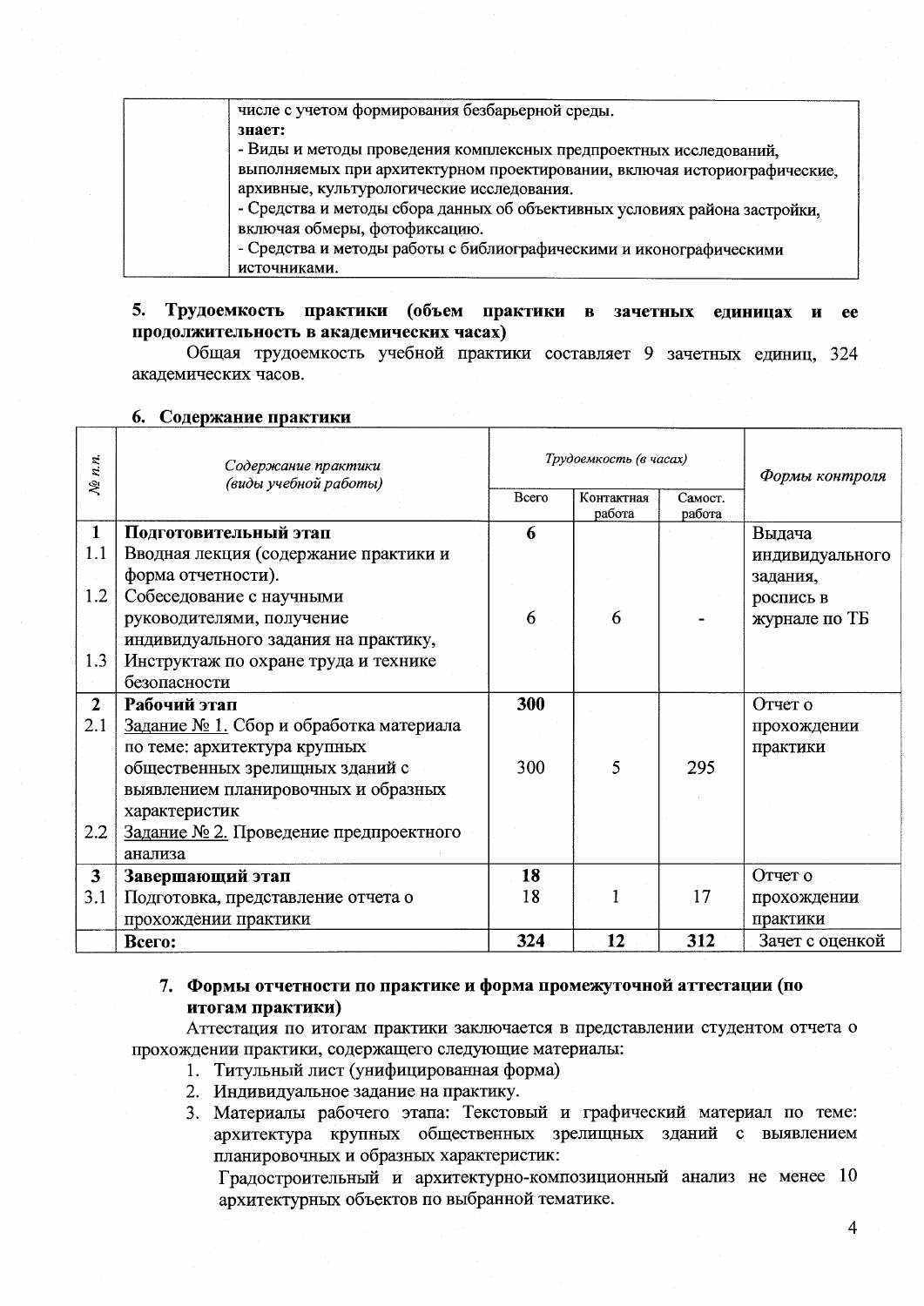| | числе с учетом формирования безбарьерной среды.<br>**знает:**<br>- Виды и методы проведения комплексных предпроектных исследований, выполняемых при архитектурном проектировании, включая историографические, архивные, культурологические исследования.<br>- Средства и методы сбора данных об объективных условиях района застройки, включая обмеры, фотофиксацию.<br>- Средства и методы работы с библиографическими и иконографическими источниками. |
|---|---|

**5. Трудоемкость практики (объем практики в зачетных единицах и ее продолжительность в академических часах)**

Общая трудоемкость учебной практики составляет 9 зачетных единиц, 324 академических часов.

**6. Содержание практики**

| *№ п.п.* | *Содержание практики (виды учебной работы)* | *Трудоемкость (в часах)* | | | *Формы контроля* |
|---|---|---|---|---|---|
| | | Всего | Контактная работа | Самост. работа | |
| **1** | **Подготовительный этап** | **6** | | | Выдача индивидуального задания, роспись в журнале по ТБ |
| 1.1 | Вводная лекция (содержание практики и форма отчетности). | | | | |
| 1.2 | Собеседование с научными руководителями, получение индивидуального задания на практику, | 6 | 6 | - | |
| 1.3 | Инструктаж по охране труда и технике безопасности | | | | |
| **2** | **Рабочий этап** | **300** | | | Отчет о прохождении практики |
| 2.1 | Задание № 1. Сбор и обработка материала по теме: архитектура крупных общественных зрелищных зданий с выявлением планировочных и образных характеристик | 300 | 5 | 295 | |
| 2.2 | Задание № 2. Проведение предпроектного анализа | | | | |
| **3** | **Завершающий этап** | **18** | | | Отчет о прохождении практики |
| 3.1 | Подготовка, представление отчета о прохождении практики | 18 | 1 | 17 | |
| | **Всего:** | **324** | **12** | **312** | Зачет с оценкой |

**7. Формы отчетности по практике и форма промежуточной аттестации (по итогам практики)**

Аттестация по итогам практики заключается в представлении студентом отчета о прохождении практики, содержащего следующие материалы:

1. Титульный лист (унифицированная форма)
2. Индивидуальное задание на практику.
3. Материалы рабочего этапа: Текстовый и графический материал по теме: архитектура крупных общественных зрелищных зданий с выявлением планировочных и образных характеристик:

   Градостроительный и архитектурно-композиционный анализ не менее 10 архитектурных объектов по выбранной тематике.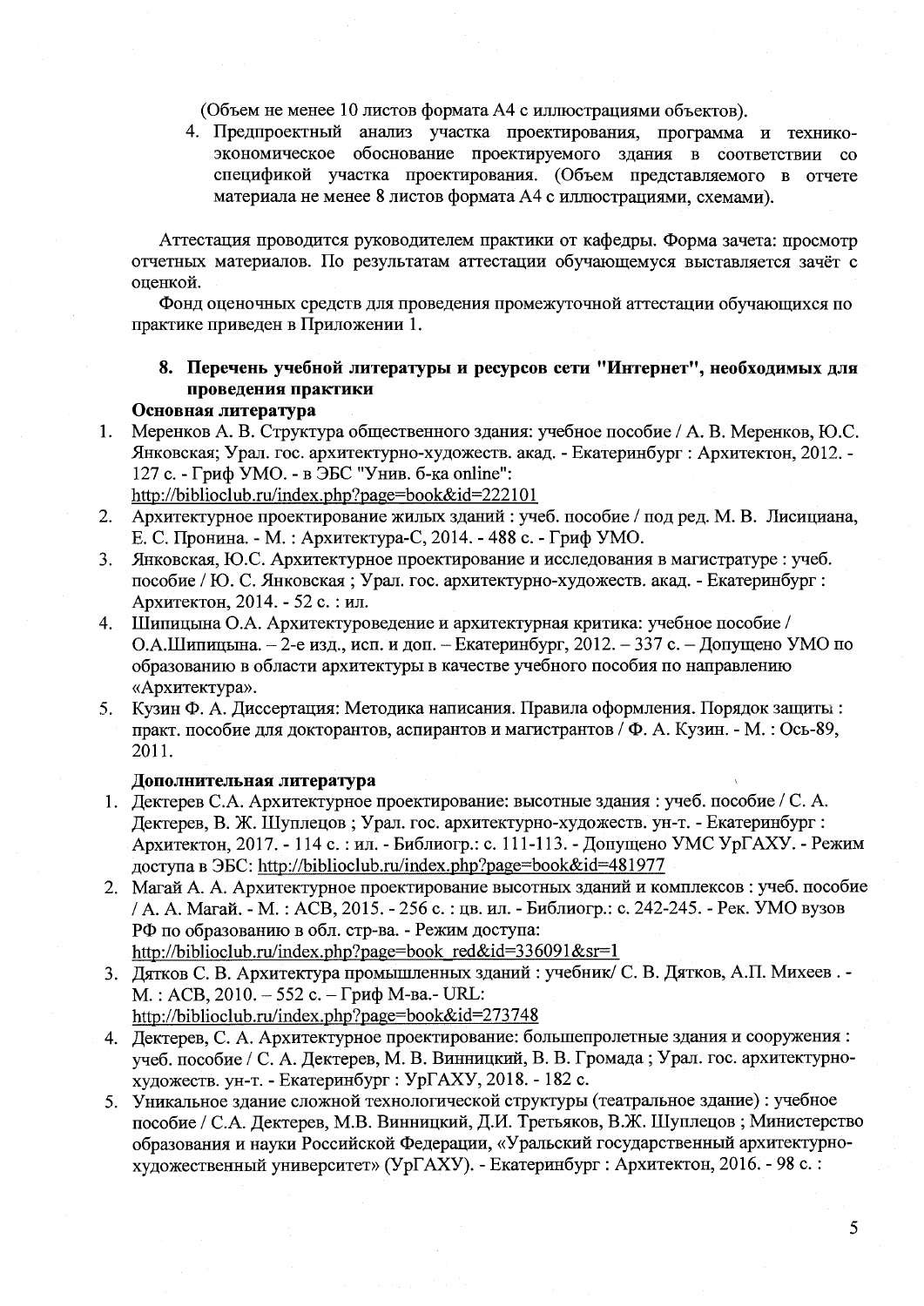(Объем не менее 10 листов формата А4 с иллюстрациями объектов).

4. Предпроектный анализ участка проектирования, программа и технико-экономическое обоснование проектируемого здания в соответствии со спецификой участка проектирования. (Объем представляемого в отчете материала не менее 8 листов формата А4 с иллюстрациями, схемами).

Аттестация проводится руководителем практики от кафедры. Форма зачета: просмотр отчетных материалов. По результатам аттестации обучающемуся выставляется зачёт с оценкой.

Фонд оценочных средств для проведения промежуточной аттестации обучающихся по практике приведен в Приложении 1.

## 8. Перечень учебной литературы и ресурсов сети "Интернет", необходимых для проведения практики

**Основная литература**

1. Меренков А. В. Структура общественного здания: учебное пособие / А. В. Меренков, Ю.С. Янковская; Урал. гос. архитектурно-художеств. акад. - Екатеринбург : Архитектон, 2012. - 127 с. - Гриф УМО. - в ЭБС "Унив. б-ка online": http://biblioclub.ru/index.php?page=book&id=222101
2. Архитектурное проектирование жилых зданий : учеб. пособие / под ред. М. В. Лисициана, Е. С. Пронина. - М. : Архитектура-С, 2014. - 488 с. - Гриф УМО.
3. Янковская, Ю.С. Архитектурное проектирование и исследования в магистратуре : учеб. пособие / Ю. С. Янковская ; Урал. гос. архитектурно-художеств. акад. - Екатеринбург : Архитектон, 2014. - 52 с. : ил.
4. Шипицына О.А. Архитектуроведение и архитектурная критика: учебное пособие / О.А.Шипицына. – 2-е изд., исп. и доп. – Екатеринбург, 2012. – 337 с. – Допущено УМО по образованию в области архитектуры в качестве учебного пособия по направлению «Архитектура».
5. Кузин Ф. А. Диссертация: Методика написания. Правила оформления. Порядок защиты : практ. пособие для докторантов, аспирантов и магистрантов / Ф. А. Кузин. - М. : Ось-89, 2011.

**Дополнительная литература**

1. Дектерев С.А. Архитектурное проектирование: высотные здания : учеб. пособие / С. А. Дектерев, В. Ж. Шуплецов ; Урал. гос. архитектурно-художеств. ун-т. - Екатеринбург : Архитектон, 2017. - 114 с. : ил. - Библиогр.: с. 111-113. - Допущено УМС УрГАХУ. - Режим доступа в ЭБС: http://biblioclub.ru/index.php?page=book&id=481977
2. Магай А. А. Архитектурное проектирование высотных зданий и комплексов : учеб. пособие / А. А. Магай. - М. : АСВ, 2015. - 256 с. : цв. ил. - Библиогр.: с. 242-245. - Рек. УМО вузов РФ по образованию в обл. стр-ва. - Режим доступа: http://biblioclub.ru/index.php?page=book_red&id=336091&sr=1
3. Дятков С. В. Архитектура промышленных зданий : учебник/ С. В. Дятков, А.П. Михеев . - М. : АСВ, 2010. – 552 с. – Гриф М-ва.- URL: http://biblioclub.ru/index.php?page=book&id=273748
4. Дектерев, С. А. Архитектурное проектирование: большепролетные здания и сооружения : учеб. пособие / С. А. Дектерев, М. В. Винницкий, В. В. Громада ; Урал. гос. архитектурно-художеств. ун-т. - Екатеринбург : УрГАХУ, 2018. - 182 с.
5. Уникальное здание сложной технологической структуры (театральное здание) : учебное пособие / С.А. Дектерев, М.В. Винницкий, Д.И. Третьяков, В.Ж. Шуплецов ; Министерство образования и науки Российской Федерации, «Уральский государственный архитектурно-художественный университет» (УрГАХУ). - Екатеринбург : Архитектон, 2016. - 98 с. :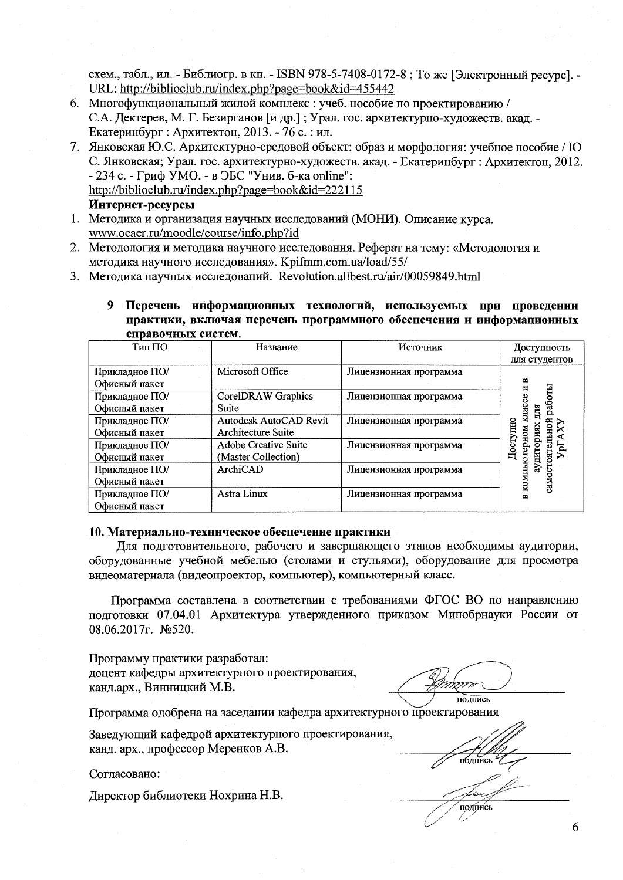схем., табл., ил. - Библиогр. в кн. - ISBN 978-5-7408-0172-8 ; То же [Электронный ресурс]. - URL: http://biblioclub.ru/index.php?page=book&id=455442

6. Многофункциональный жилой комплекс : учеб. пособие по проектированию / С.А. Дектерев, М. Г. Безирганов [и др.] ; Урал. гос. архитектурно-художеств. акад. - Екатеринбург : Архитектон, 2013. - 76 с. : ил.
7. Янковская Ю.С. Архитектурно-средовой объект: образ и морфология: учебное пособие / Ю С. Янковская; Урал. гос. архитектурно-художеств. акад. - Екатеринбург : Архитектон, 2012. - 234 с. - Гриф УМО. - в ЭБС "Унив. б-ка online": http://biblioclub.ru/index.php?page=book&id=222115

**Интернет-ресурсы**

1. Методика и организация научных исследований (МОНИ). Описание курса. www.oeaer.ru/moodle/course/info.php?id
2. Методология и методика научного исследования. Реферат на тему: «Методология и методика научного исследования». Kpifmm.com.ua/load/55/
3. Методика научных исследований. Revolution.allbest.ru/air/00059849.html

## 9 Перечень информационных технологий, используемых при проведении практики, включая перечень программного обеспечения и информационных справочных систем.

| Тип ПО | Название | Источник | Доступность для студентов |
|---|---|---|---|
| Прикладное ПО/ Офисный пакет | Microsoft Office | Лицензионная программа | Доступно в компьютерном классе и в аудиториях для самостоятельной работы УрГАХУ |
| Прикладное ПО/ Офисный пакет | CorelDRAW Graphics Suite | Лицензионная программа | |
| Прикладное ПО/ Офисный пакет | Autodesk AutoCAD Revit Architecture Suite | Лицензионная программа | |
| Прикладное ПО/ Офисный пакет | Adobe Creative Suite (Master Collection) | Лицензионная программа | |
| Прикладное ПО/ Офисный пакет | ArchiCAD | Лицензионная программа | |
| Прикладное ПО/ Офисный пакет | Astra Linux | Лицензионная программа | |

## 10. Материально-техническое обеспечение практики

Для подготовительного, рабочего и завершающего этапов необходимы аудитории, оборудованные учебной мебелью (столами и стульями), оборудование для просмотра видеоматериала (видеопроектор, компьютер), компьютерный класс.

Программа составлена в соответствии с требованиями ФГОС ВО по направлению подготовки 07.04.01 Архитектура утвержденного приказом Минобрнауки России от 08.06.2017г. №520.

Программу практики разработал:
доцент кафедры архитектурного проектирования,
канд.арх., Винницкий М.В. _______________ подпись

Программа одобрена на заседании кафедра архитектурного проектирования

Заведующий кафедрой архитектурного проектирования,
канд. арх., профессор Меренков А.В. _______________ подпись

Согласовано:

Директор библиотеки Нохрина Н.В. _______________ подпись